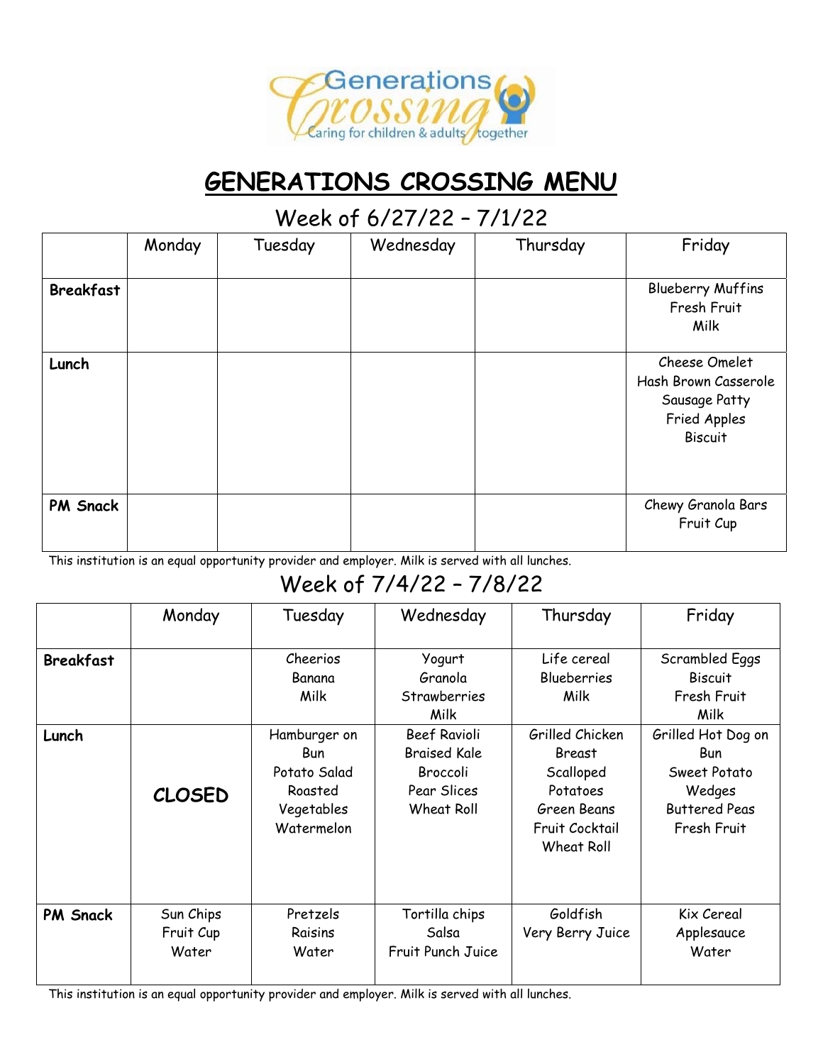# GENERATIONS CROSSING MENU

## Week of 6/27/22 – 7/1/22

| | Monday | Tuesday | Wednesday | Thursday | Friday |
|---|---|---|---|---|---|
| **Breakfast** | | | | | Blueberry Muffins<br>Fresh Fruit<br>Milk |
| **Lunch** | | | | | Cheese Omelet<br>Hash Brown Casserole<br>Sausage Patty<br>Fried Apples<br>Biscuit |
| **PM Snack** | | | | | Chewy Granola Bars<br>Fruit Cup |

This institution is an equal opportunity provider and employer. Milk is served with all lunches.

## Week of 7/4/22 – 7/8/22

| | Monday | Tuesday | Wednesday | Thursday | Friday |
|---|---|---|---|---|---|
| **Breakfast** | | Cheerios<br>Banana<br>Milk | Yogurt<br>Granola<br>Strawberries<br>Milk | Life cereal<br>Blueberries<br>Milk | Scrambled Eggs<br>Biscuit<br>Fresh Fruit<br>Milk |
| **Lunch** | **CLOSED** | Hamburger on Bun<br>Potato Salad<br>Roasted Vegetables<br>Watermelon | Beef Ravioli<br>Braised Kale<br>Broccoli<br>Pear Slices<br>Wheat Roll | Grilled Chicken Breast<br>Scalloped Potatoes<br>Green Beans<br>Fruit Cocktail<br>Wheat Roll | Grilled Hot Dog on Bun<br>Sweet Potato Wedges<br>Buttered Peas<br>Fresh Fruit |
| **PM Snack** | Sun Chips<br>Fruit Cup<br>Water | Pretzels<br>Raisins<br>Water | Tortilla chips<br>Salsa<br>Fruit Punch Juice | Goldfish<br>Very Berry Juice | Kix Cereal<br>Applesauce<br>Water |

This institution is an equal opportunity provider and employer. Milk is served with all lunches.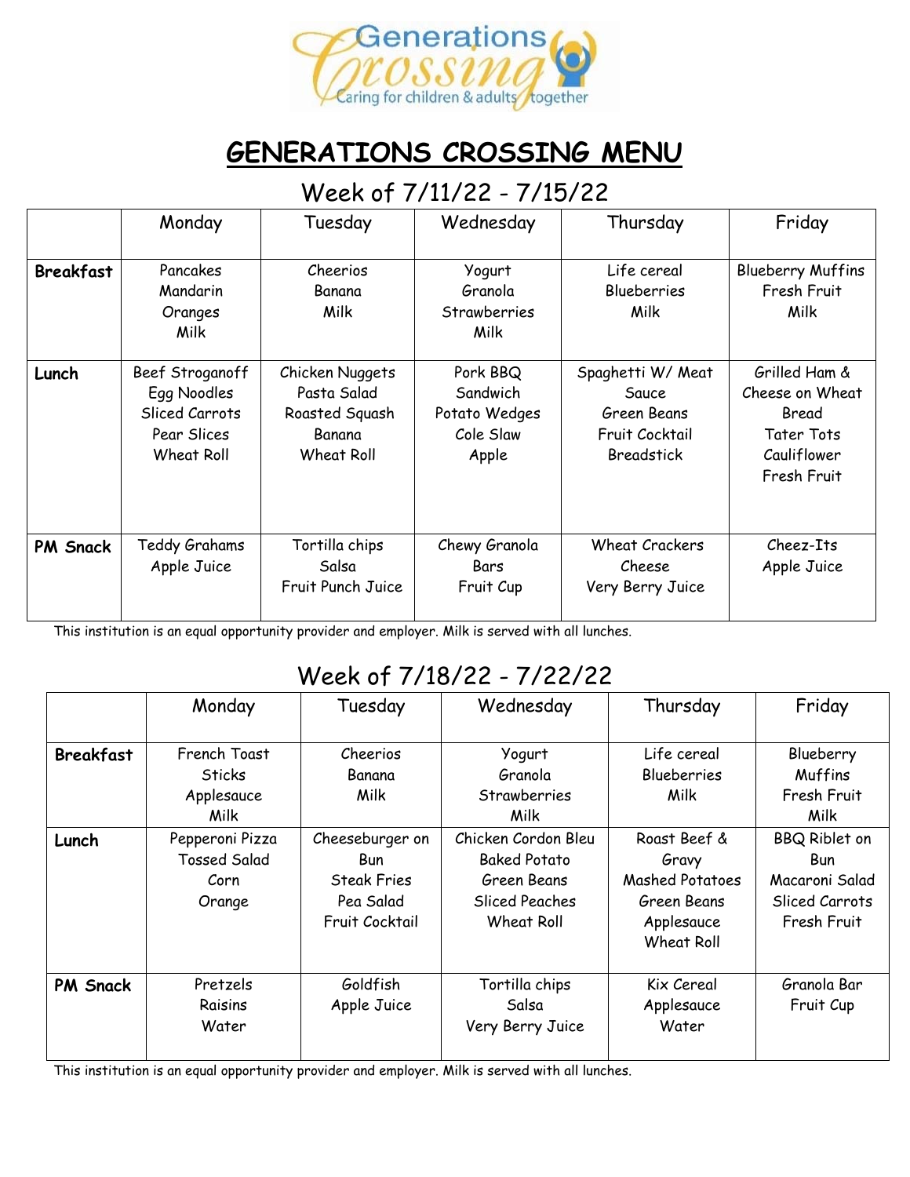# GENERATIONS CROSSING MENU

## Week of 7/11/22 - 7/15/22

| | Monday | Tuesday | Wednesday | Thursday | Friday |
|---|---|---|---|---|---|
| **Breakfast** | Pancakes<br>Mandarin Oranges<br>Milk | Cheerios<br>Banana<br>Milk | Yogurt<br>Granola<br>Strawberries<br>Milk | Life cereal<br>Blueberries<br>Milk | Blueberry Muffins<br>Fresh Fruit<br>Milk |
| **Lunch** | Beef Stroganoff<br>Egg Noodles<br>Sliced Carrots<br>Pear Slices<br>Wheat Roll | Chicken Nuggets<br>Pasta Salad<br>Roasted Squash<br>Banana<br>Wheat Roll | Pork BBQ Sandwich<br>Potato Wedges<br>Cole Slaw<br>Apple | Spaghetti W/ Meat Sauce<br>Green Beans<br>Fruit Cocktail<br>Breadstick | Grilled Ham & Cheese on Wheat Bread<br>Tater Tots<br>Cauliflower<br>Fresh Fruit |
| **PM Snack** | Teddy Grahams<br>Apple Juice | Tortilla chips<br>Salsa<br>Fruit Punch Juice | Chewy Granola Bars<br>Fruit Cup | Wheat Crackers<br>Cheese<br>Very Berry Juice | Cheez-Its<br>Apple Juice |

This institution is an equal opportunity provider and employer. Milk is served with all lunches.

## Week of 7/18/22 - 7/22/22

| | Monday | Tuesday | Wednesday | Thursday | Friday |
|---|---|---|---|---|---|
| **Breakfast** | French Toast Sticks<br>Applesauce<br>Milk | Cheerios<br>Banana<br>Milk | Yogurt<br>Granola<br>Strawberries<br>Milk | Life cereal<br>Blueberries<br>Milk | Blueberry Muffins<br>Fresh Fruit<br>Milk |
| **Lunch** | Pepperoni Pizza<br>Tossed Salad<br>Corn<br>Orange | Cheeseburger on Bun<br>Steak Fries<br>Pea Salad<br>Fruit Cocktail | Chicken Cordon Bleu<br>Baked Potato<br>Green Beans<br>Sliced Peaches<br>Wheat Roll | Roast Beef & Gravy<br>Mashed Potatoes<br>Green Beans<br>Applesauce<br>Wheat Roll | BBQ Riblet on Bun<br>Macaroni Salad<br>Sliced Carrots<br>Fresh Fruit |
| **PM Snack** | Pretzels<br>Raisins<br>Water | Goldfish<br>Apple Juice | Tortilla chips<br>Salsa<br>Very Berry Juice | Kix Cereal<br>Applesauce<br>Water | Granola Bar<br>Fruit Cup |

This institution is an equal opportunity provider and employer. Milk is served with all lunches.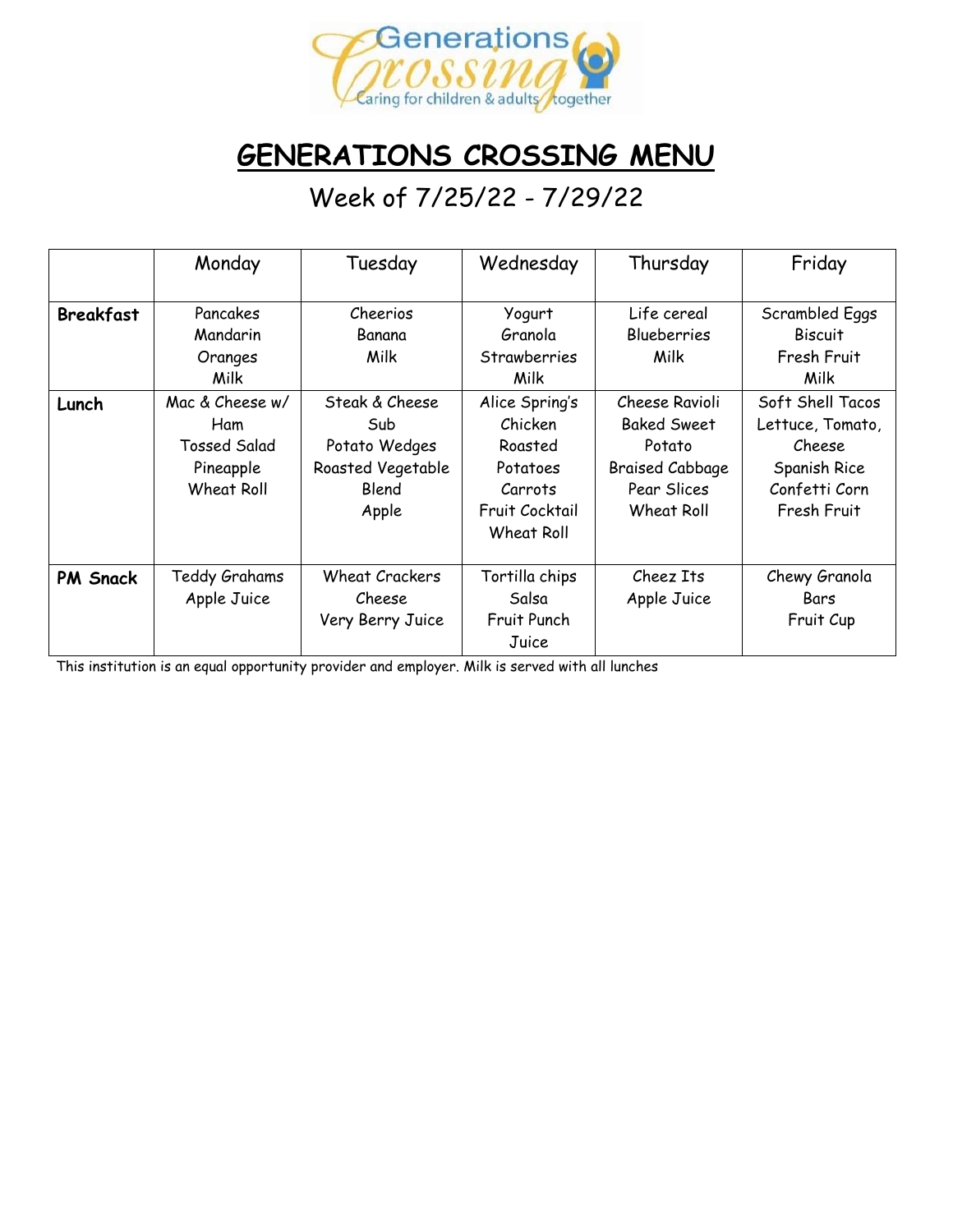# GENERATIONS CROSSING MENU

## Week of 7/25/22 - 7/29/22

| | Monday | Tuesday | Wednesday | Thursday | Friday |
|---|---|---|---|---|---|
| **Breakfast** | Pancakes Mandarin Oranges Milk | Cheerios Banana Milk | Yogurt Granola Strawberries Milk | Life cereal Blueberries Milk | Scrambled Eggs Biscuit Fresh Fruit Milk |
| **Lunch** | Mac & Cheese w/ Ham Tossed Salad Pineapple Wheat Roll | Steak & Cheese Sub Potato Wedges Roasted Vegetable Blend Apple | Alice Spring's Chicken Roasted Potatoes Carrots Fruit Cocktail Wheat Roll | Cheese Ravioli Baked Sweet Potato Braised Cabbage Pear Slices Wheat Roll | Soft Shell Tacos Lettuce, Tomato, Cheese Spanish Rice Confetti Corn Fresh Fruit |
| **PM Snack** | Teddy Grahams Apple Juice | Wheat Crackers Cheese Very Berry Juice | Tortilla chips Salsa Fruit Punch Juice | Cheez Its Apple Juice | Chewy Granola Bars Fruit Cup |

This institution is an equal opportunity provider and employer. Milk is served with all lunches